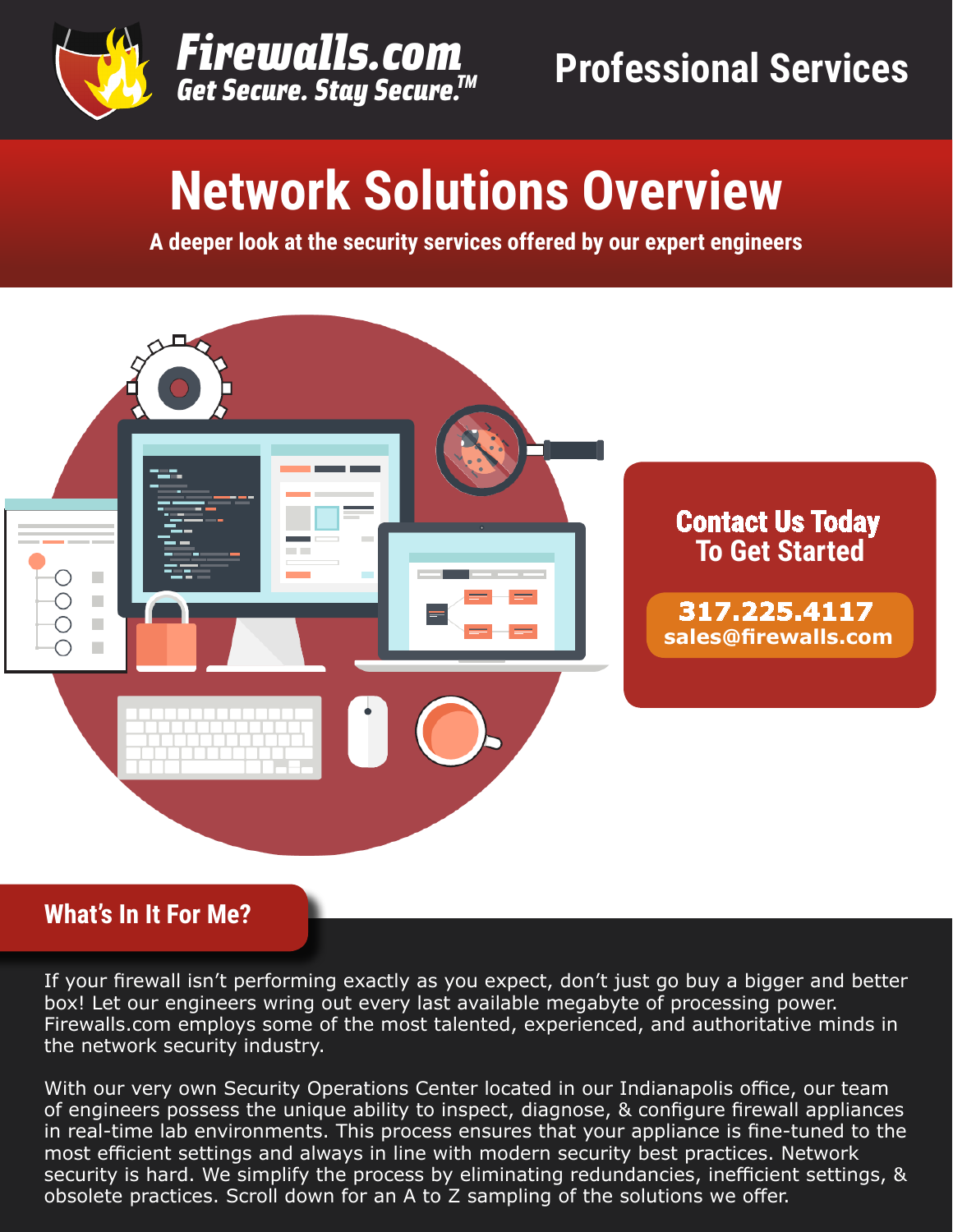Firewalls.com

Get Secure. Stay Secure.™

Professional Services

# Network Solutions Overview

**A deeper look at the security services offered by our expert engineers**

**Contact Us Today To Get Started**

**317.225.4117**
**sales@firewalls.com**

## What's In It For Me?

If your firewall isn't performing exactly as you expect, don't just go buy a bigger and better box! Let our engineers wring out every last available megabyte of processing power. Firewalls.com employs some of the most talented, experienced, and authoritative minds in the network security industry.

With our very own Security Operations Center located in our Indianapolis office, our team of engineers possess the unique ability to inspect, diagnose, & configure firewall appliances in real-time lab environments. This process ensures that your appliance is fine-tuned to the most efficient settings and always in line with modern security best practices. Network security is hard. We simplify the process by eliminating redundancies, inefficient settings, & obsolete practices. Scroll down for an A to Z sampling of the solutions we offer.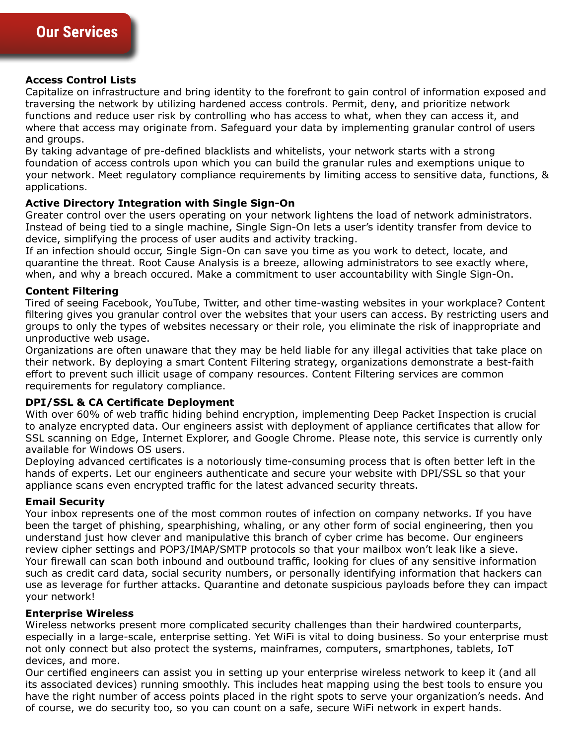# Our Services

**Access Control Lists**

Capitalize on infrastructure and bring identity to the forefront to gain control of information exposed and traversing the network by utilizing hardened access controls. Permit, deny, and prioritize network functions and reduce user risk by controlling who has access to what, when they can access it, and where that access may originate from. Safeguard your data by implementing granular control of users and groups.

By taking advantage of pre-defined blacklists and whitelists, your network starts with a strong foundation of access controls upon which you can build the granular rules and exemptions unique to your network. Meet regulatory compliance requirements by limiting access to sensitive data, functions, & applications.

**Active Directory Integration with Single Sign-On**

Greater control over the users operating on your network lightens the load of network administrators. Instead of being tied to a single machine, Single Sign-On lets a user's identity transfer from device to device, simplifying the process of user audits and activity tracking.

If an infection should occur, Single Sign-On can save you time as you work to detect, locate, and quarantine the threat. Root Cause Analysis is a breeze, allowing administrators to see exactly where, when, and why a breach occured. Make a commitment to user accountability with Single Sign-On.

**Content Filtering**

Tired of seeing Facebook, YouTube, Twitter, and other time-wasting websites in your workplace? Content filtering gives you granular control over the websites that your users can access. By restricting users and groups to only the types of websites necessary or their role, you eliminate the risk of inappropriate and unproductive web usage.

Organizations are often unaware that they may be held liable for any illegal activities that take place on their network. By deploying a smart Content Filtering strategy, organizations demonstrate a best-faith effort to prevent such illicit usage of company resources. Content Filtering services are common requirements for regulatory compliance.

**DPI/SSL & CA Certificate Deployment**

With over 60% of web traffic hiding behind encryption, implementing Deep Packet Inspection is crucial to analyze encrypted data. Our engineers assist with deployment of appliance certificates that allow for SSL scanning on Edge, Internet Explorer, and Google Chrome. Please note, this service is currently only available for Windows OS users.

Deploying advanced certificates is a notoriously time-consuming process that is often better left in the hands of experts. Let our engineers authenticate and secure your website with DPI/SSL so that your appliance scans even encrypted traffic for the latest advanced security threats.

**Email Security**

Your inbox represents one of the most common routes of infection on company networks. If you have been the target of phishing, spearphishing, whaling, or any other form of social engineering, then you understand just how clever and manipulative this branch of cyber crime has become. Our engineers review cipher settings and POP3/IMAP/SMTP protocols so that your mailbox won't leak like a sieve.

Your firewall can scan both inbound and outbound traffic, looking for clues of any sensitive information such as credit card data, social security numbers, or personally identifying information that hackers can use as leverage for further attacks. Quarantine and detonate suspicious payloads before they can impact your network!

**Enterprise Wireless**

Wireless networks present more complicated security challenges than their hardwired counterparts, especially in a large-scale, enterprise setting. Yet WiFi is vital to doing business. So your enterprise must not only connect but also protect the systems, mainframes, computers, smartphones, tablets, IoT devices, and more.

Our certified engineers can assist you in setting up your enterprise wireless network to keep it (and all its associated devices) running smoothly. This includes heat mapping using the best tools to ensure you have the right number of access points placed in the right spots to serve your organization's needs. And of course, we do security too, so you can count on a safe, secure WiFi network in expert hands.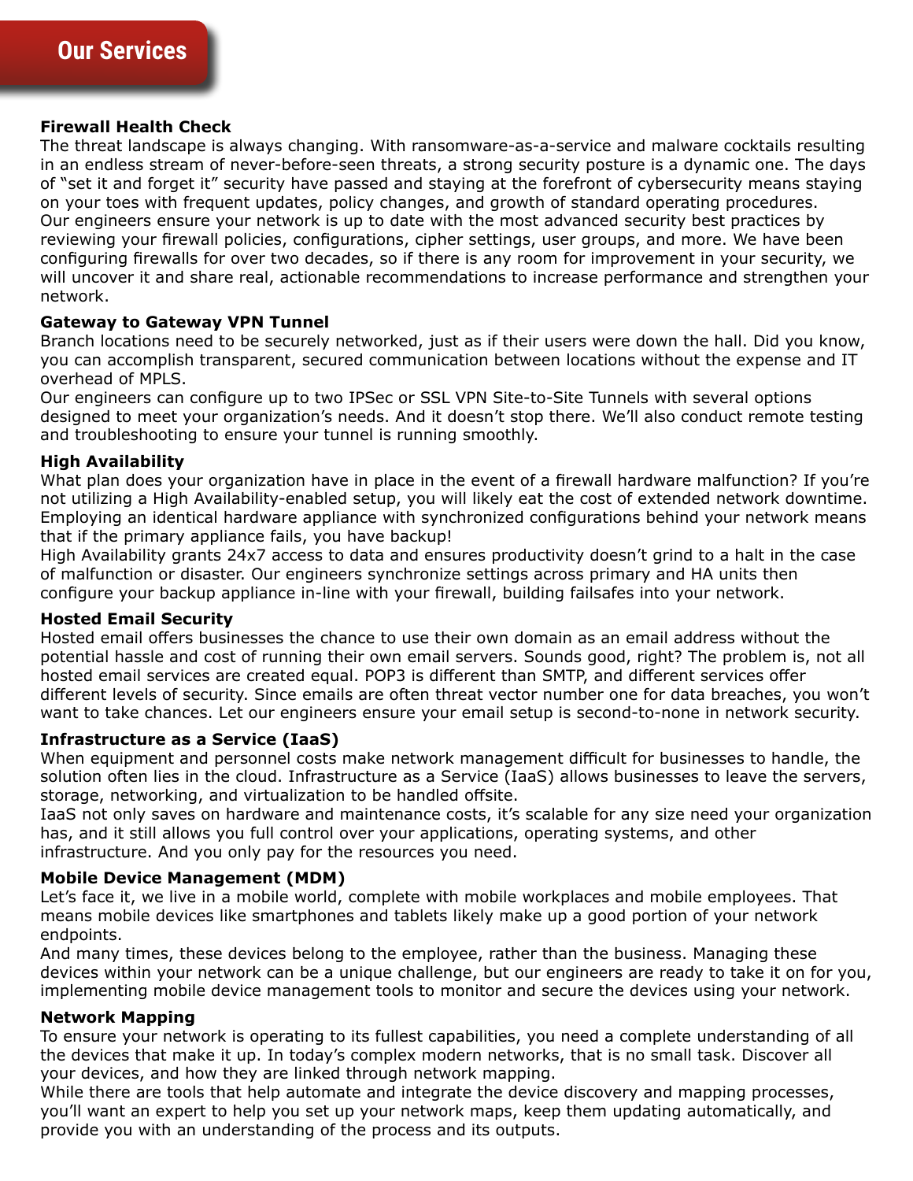## Our Services

**Firewall Health Check**

The threat landscape is always changing. With ransomware-as-a-service and malware cocktails resulting in an endless stream of never-before-seen threats, a strong security posture is a dynamic one. The days of "set it and forget it" security have passed and staying at the forefront of cybersecurity means staying on your toes with frequent updates, policy changes, and growth of standard operating procedures.
Our engineers ensure your network is up to date with the most advanced security best practices by reviewing your firewall policies, configurations, cipher settings, user groups, and more. We have been configuring firewalls for over two decades, so if there is any room for improvement in your security, we will uncover it and share real, actionable recommendations to increase performance and strengthen your network.

**Gateway to Gateway VPN Tunnel**

Branch locations need to be securely networked, just as if their users were down the hall. Did you know, you can accomplish transparent, secured communication between locations without the expense and IT overhead of MPLS.
Our engineers can configure up to two IPSec or SSL VPN Site-to-Site Tunnels with several options designed to meet your organization's needs. And it doesn't stop there. We'll also conduct remote testing and troubleshooting to ensure your tunnel is running smoothly.

**High Availability**

What plan does your organization have in place in the event of a firewall hardware malfunction? If you're not utilizing a High Availability-enabled setup, you will likely eat the cost of extended network downtime. Employing an identical hardware appliance with synchronized configurations behind your network means that if the primary appliance fails, you have backup!
High Availability grants 24x7 access to data and ensures productivity doesn't grind to a halt in the case of malfunction or disaster. Our engineers synchronize settings across primary and HA units then configure your backup appliance in-line with your firewall, building failsafes into your network.

**Hosted Email Security**

Hosted email offers businesses the chance to use their own domain as an email address without the potential hassle and cost of running their own email servers. Sounds good, right? The problem is, not all hosted email services are created equal. POP3 is different than SMTP, and different services offer different levels of security. Since emails are often threat vector number one for data breaches, you won't want to take chances. Let our engineers ensure your email setup is second-to-none in network security.

**Infrastructure as a Service (IaaS)**

When equipment and personnel costs make network management difficult for businesses to handle, the solution often lies in the cloud. Infrastructure as a Service (IaaS) allows businesses to leave the servers, storage, networking, and virtualization to be handled offsite.
IaaS not only saves on hardware and maintenance costs, it's scalable for any size need your organization has, and it still allows you full control over your applications, operating systems, and other infrastructure. And you only pay for the resources you need.

**Mobile Device Management (MDM)**

Let's face it, we live in a mobile world, complete with mobile workplaces and mobile employees. That means mobile devices like smartphones and tablets likely make up a good portion of your network endpoints.
And many times, these devices belong to the employee, rather than the business. Managing these devices within your network can be a unique challenge, but our engineers are ready to take it on for you, implementing mobile device management tools to monitor and secure the devices using your network.

**Network Mapping**

To ensure your network is operating to its fullest capabilities, you need a complete understanding of all the devices that make it up. In today's complex modern networks, that is no small task. Discover all your devices, and how they are linked through network mapping.
While there are tools that help automate and integrate the device discovery and mapping processes, you'll want an expert to help you set up your network maps, keep them updating automatically, and provide you with an understanding of the process and its outputs.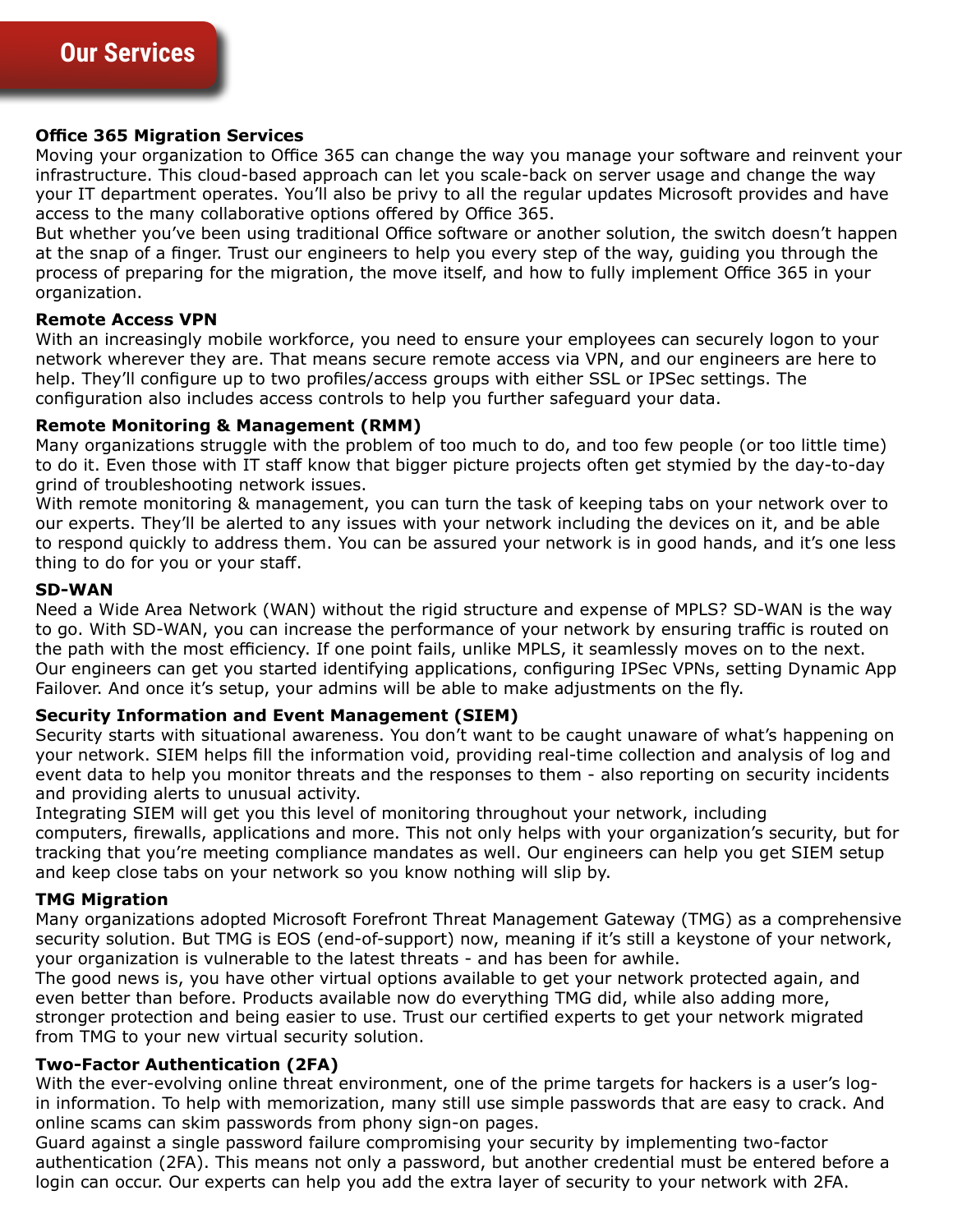## Our Services

**Office 365 Migration Services**

Moving your organization to Office 365 can change the way you manage your software and reinvent your infrastructure. This cloud-based approach can let you scale-back on server usage and change the way your IT department operates. You'll also be privy to all the regular updates Microsoft provides and have access to the many collaborative options offered by Office 365.

But whether you've been using traditional Office software or another solution, the switch doesn't happen at the snap of a finger. Trust our engineers to help you every step of the way, guiding you through the process of preparing for the migration, the move itself, and how to fully implement Office 365 in your organization.

**Remote Access VPN**

With an increasingly mobile workforce, you need to ensure your employees can securely logon to your network wherever they are. That means secure remote access via VPN, and our engineers are here to help. They'll configure up to two profiles/access groups with either SSL or IPSec settings. The configuration also includes access controls to help you further safeguard your data.

**Remote Monitoring & Management (RMM)**

Many organizations struggle with the problem of too much to do, and too few people (or too little time) to do it. Even those with IT staff know that bigger picture projects often get stymied by the day-to-day grind of troubleshooting network issues.

With remote monitoring & management, you can turn the task of keeping tabs on your network over to our experts. They'll be alerted to any issues with your network including the devices on it, and be able to respond quickly to address them. You can be assured your network is in good hands, and it's one less thing to do for you or your staff.

**SD-WAN**

Need a Wide Area Network (WAN) without the rigid structure and expense of MPLS? SD-WAN is the way to go. With SD-WAN, you can increase the performance of your network by ensuring traffic is routed on the path with the most efficiency. If one point fails, unlike MPLS, it seamlessly moves on to the next. Our engineers can get you started identifying applications, configuring IPSec VPNs, setting Dynamic App Failover. And once it's setup, your admins will be able to make adjustments on the fly.

**Security Information and Event Management (SIEM)**

Security starts with situational awareness. You don't want to be caught unaware of what's happening on your network. SIEM helps fill the information void, providing real-time collection and analysis of log and event data to help you monitor threats and the responses to them - also reporting on security incidents and providing alerts to unusual activity.

Integrating SIEM will get you this level of monitoring throughout your network, including computers, firewalls, applications and more. This not only helps with your organization's security, but for tracking that you're meeting compliance mandates as well. Our engineers can help you get SIEM setup and keep close tabs on your network so you know nothing will slip by.

**TMG Migration**

Many organizations adopted Microsoft Forefront Threat Management Gateway (TMG) as a comprehensive security solution. But TMG is EOS (end-of-support) now, meaning if it's still a keystone of your network, your organization is vulnerable to the latest threats - and has been for awhile.

The good news is, you have other virtual options available to get your network protected again, and even better than before. Products available now do everything TMG did, while also adding more, stronger protection and being easier to use. Trust our certified experts to get your network migrated from TMG to your new virtual security solution.

**Two-Factor Authentication (2FA)**

With the ever-evolving online threat environment, one of the prime targets for hackers is a user's log-in information. To help with memorization, many still use simple passwords that are easy to crack. And online scams can skim passwords from phony sign-on pages.

Guard against a single password failure compromising your security by implementing two-factor authentication (2FA). This means not only a password, but another credential must be entered before a login can occur. Our experts can help you add the extra layer of security to your network with 2FA.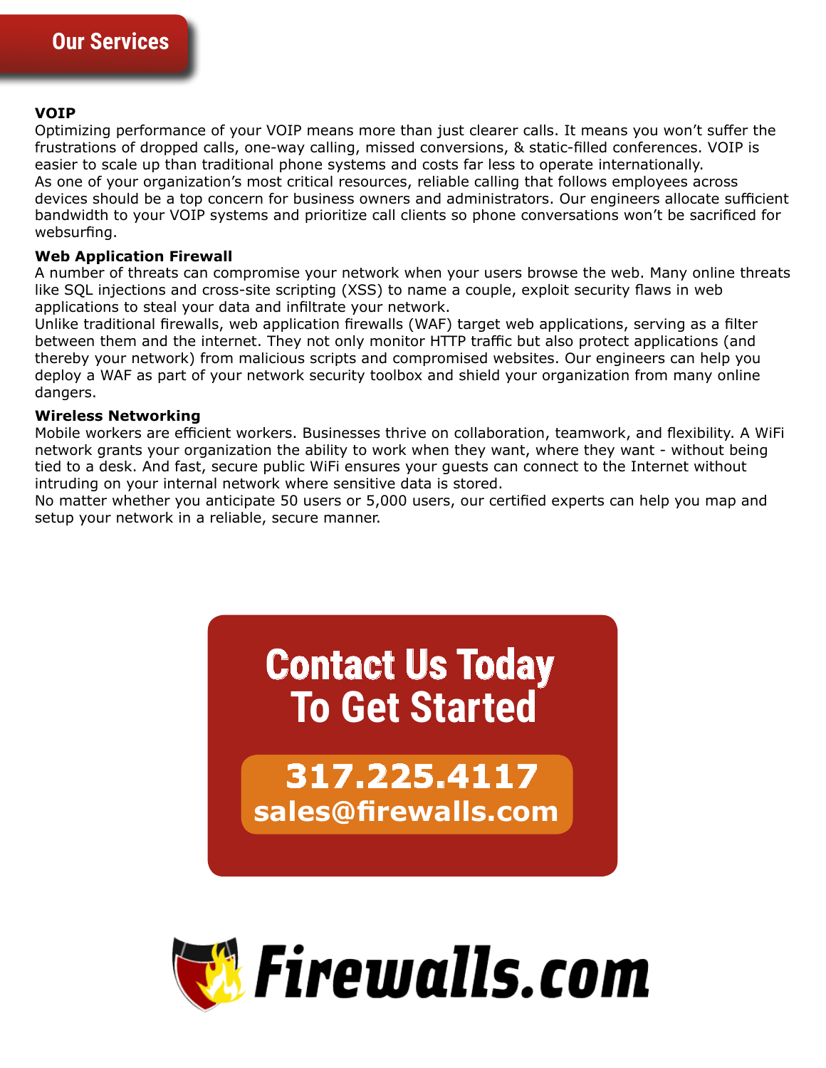## Our Services

### VOIP

Optimizing performance of your VOIP means more than just clearer calls. It means you won't suffer the frustrations of dropped calls, one-way calling, missed conversions, & static-filled conferences. VOIP is easier to scale up than traditional phone systems and costs far less to operate internationally.

As one of your organization's most critical resources, reliable calling that follows employees across devices should be a top concern for business owners and administrators. Our engineers allocate sufficient bandwidth to your VOIP systems and prioritize call clients so phone conversations won't be sacrificed for websurfing.

### Web Application Firewall

A number of threats can compromise your network when your users browse the web. Many online threats like SQL injections and cross-site scripting (XSS) to name a couple, exploit security flaws in web applications to steal your data and infiltrate your network.

Unlike traditional firewalls, web application firewalls (WAF) target web applications, serving as a filter between them and the internet. They not only monitor HTTP traffic but also protect applications (and thereby your network) from malicious scripts and compromised websites. Our engineers can help you deploy a WAF as part of your network security toolbox and shield your organization from many online dangers.

### Wireless Networking

Mobile workers are efficient workers. Businesses thrive on collaboration, teamwork, and flexibility. A WiFi network grants your organization the ability to work when they want, where they want - without being tied to a desk. And fast, secure public WiFi ensures your guests can connect to the Internet without intruding on your internal network where sensitive data is stored.

No matter whether you anticipate 50 users or 5,000 users, our certified experts can help you map and setup your network in a reliable, secure manner.

**Contact Us Today To Get Started**

**317.225.4117**
**sales@firewalls.com**

**Firewalls.com**